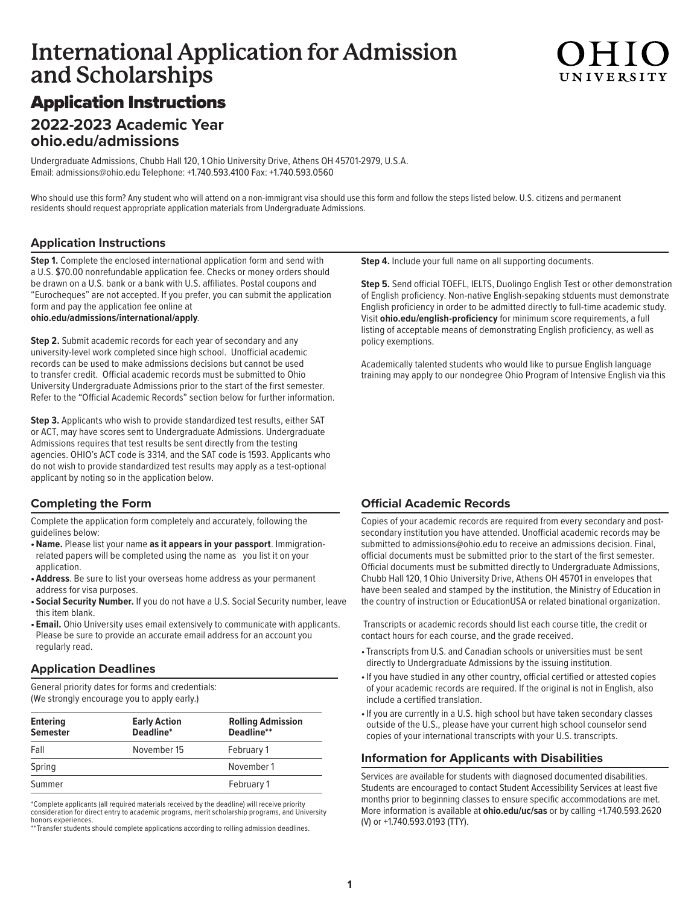# International Application for Admission and Scholarships

OHIO UNIVERSITY

## Application Instructions

### 2022-2023 Academic Year
### ohio.edu/admissions

Undergraduate Admissions, Chubb Hall 120, 1 Ohio University Drive, Athens OH 45701-2979, U.S.A.
Email: admissions@ohio.edu Telephone: +1.740.593.4100 Fax: +1.740.593.0560

Who should use this form? Any student who will attend on a non-immigrant visa should use this form and follow the steps listed below. U.S. citizens and permanent residents should request appropriate application materials from Undergraduate Admissions.

## Application Instructions

**Step 1.** Complete the enclosed international application form and send with a U.S. $70.00 nonrefundable application fee. Checks or money orders should be drawn on a U.S. bank or a bank with U.S. affiliates. Postal coupons and "Eurocheques" are not accepted. If you prefer, you can submit the application form and pay the application fee online at **ohio.edu/admissions/international/apply**.

**Step 2.** Submit academic records for each year of secondary and any university-level work completed since high school. Unofficial academic records can be used to make admissions decisions but cannot be used to transfer credit. Official academic records must be submitted to Ohio University Undergraduate Admissions prior to the start of the first semester. Refer to the "Official Academic Records" section below for further information.

**Step 3.** Applicants who wish to provide standardized test results, either SAT or ACT, may have scores sent to Undergraduate Admissions. Undergraduate Admissions requires that test results be sent directly from the testing agencies. OHIO's ACT code is 3314, and the SAT code is 1593. Applicants who do not wish to provide standardized test results may apply as a test-optional applicant by noting so in the application below.

**Step 4.** Include your full name on all supporting documents.

**Step 5.** Send official TOEFL, IELTS, Duolingo English Test or other demonstration of English proficiency. Non-native English-sepaking stduents must demonstrate English proficiency in order to be admitted directly to full-time academic study. Visit **ohio.edu/english-proficiency** for minimum score requirements, a full listing of acceptable means of demonstrating English proficiency, as well as policy exemptions.

Academically talented students who would like to pursue English language training may apply to our nondegree Ohio Program of Intensive English via this

## Completing the Form

Complete the application form completely and accurately, following the guidelines below:

- **Name.** Please list your name **as it appears in your passport**. Immigration-related papers will be completed using the name as you list it on your application.
- **Address**. Be sure to list your overseas home address as your permanent address for visa purposes.
- **Social Security Number.** If you do not have a U.S. Social Security number, leave this item blank.
- **Email.** Ohio University uses email extensively to communicate with applicants. Please be sure to provide an accurate email address for an account you regularly read.

## Application Deadlines

General priority dates for forms and credentials:
(We strongly encourage you to apply early.)

| Entering Semester | Early Action Deadline* | Rolling Admission Deadline** |
|---|---|---|
| Fall | November 15 | February 1 |
| Spring | | November 1 |
| Summer | | February 1 |

*Complete applicants (all required materials received by the deadline) will receive priority consideration for direct entry to academic programs, merit scholarship programs, and University honors experiences.
**Transfer students should complete applications according to rolling admission deadlines.

## Official Academic Records

Copies of your academic records are required from every secondary and post-secondary institution you have attended. Unofficial academic records may be submitted to admissions@ohio.edu to receive an admissions decision. Final, official documents must be submitted prior to the start of the first semester. Official documents must be submitted directly to Undergraduate Admissions, Chubb Hall 120, 1 Ohio University Drive, Athens OH 45701 in envelopes that have been sealed and stamped by the institution, the Ministry of Education in the country of instruction or EducationUSA or related binational organization.

Transcripts or academic records should list each course title, the credit or contact hours for each course, and the grade received.

- Transcripts from U.S. and Canadian schools or universities must be sent directly to Undergraduate Admissions by the issuing institution.
- If you have studied in any other country, official certified or attested copies of your academic records are required. If the original is not in English, also include a certified translation.
- If you are currently in a U.S. high school but have taken secondary classes outside of the U.S., please have your current high school counselor send copies of your international transcripts with your U.S. transcripts.

## Information for Applicants with Disabilities

Services are available for students with diagnosed documented disabilities. Students are encouraged to contact Student Accessibility Services at least five months prior to beginning classes to ensure specific accommodations are met. More information is available at **ohio.edu/uc/sas** or by calling +1.740.593.2620 (V) or +1.740.593.0193 (TTY).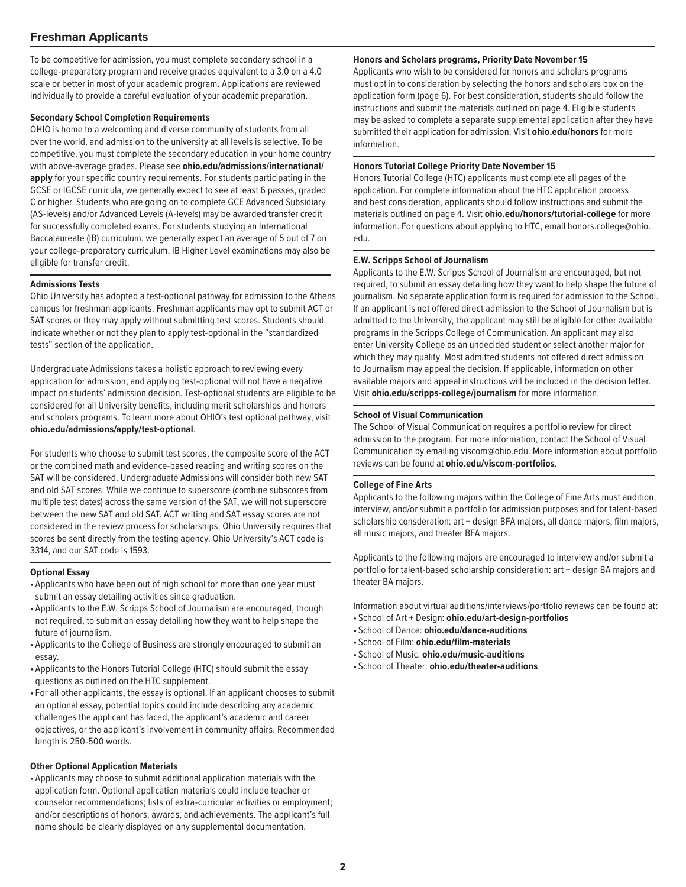## Freshman Applicants

To be competitive for admission, you must complete secondary school in a college-preparatory program and receive grades equivalent to a 3.0 on a 4.0 scale or better in most of your academic program. Applications are reviewed individually to provide a careful evaluation of your academic preparation.

### Secondary School Completion Requirements

OHIO is home to a welcoming and diverse community of students from all over the world, and admission to the university at all levels is selective. To be competitive, you must complete the secondary education in your home country with above-average grades. Please see **ohio.edu/admissions/international/apply** for your specific country requirements. For students participating in the GCSE or IGCSE curricula, we generally expect to see at least 6 passes, graded C or higher. Students who are going on to complete GCE Advanced Subsidiary (AS-levels) and/or Advanced Levels (A-levels) may be awarded transfer credit for successfully completed exams. For students studying an International Baccalaureate (IB) curriculum, we generally expect an average of 5 out of 7 on your college-preparatory curriculum. IB Higher Level examinations may also be eligible for transfer credit.

### Admissions Tests

Ohio University has adopted a test-optional pathway for admission to the Athens campus for freshman applicants. Freshman applicants may opt to submit ACT or SAT scores or they may apply without submitting test scores. Students should indicate whether or not they plan to apply test-optional in the “standardized tests” section of the application.

Undergraduate Admissions takes a holistic approach to reviewing every application for admission, and applying test-optional will not have a negative impact on students’ admission decision. Test-optional students are eligible to be considered for all University benefits, including merit scholarships and honors and scholars programs. To learn more about OHIO’s test optional pathway, visit **ohio.edu/admissions/apply/test-optional**.

For students who choose to submit test scores, the composite score of the ACT or the combined math and evidence-based reading and writing scores on the SAT will be considered. Undergraduate Admissions will consider both new SAT and old SAT scores. While we continue to superscore (combine subscores from multiple test dates) across the same version of the SAT, we will not superscore between the new SAT and old SAT. ACT writing and SAT essay scores are not considered in the review process for scholarships. Ohio University requires that scores be sent directly from the testing agency. Ohio University’s ACT code is 3314, and our SAT code is 1593.

### Optional Essay

- Applicants who have been out of high school for more than one year must submit an essay detailing activities since graduation.
- Applicants to the E.W. Scripps School of Journalism are encouraged, though not required, to submit an essay detailing how they want to help shape the future of journalism.
- Applicants to the College of Business are strongly encouraged to submit an essay.
- Applicants to the Honors Tutorial College (HTC) should submit the essay questions as outlined on the HTC supplement.
- For all other applicants, the essay is optional. If an applicant chooses to submit an optional essay, potential topics could include describing any academic challenges the applicant has faced, the applicant’s academic and career objectives, or the applicant’s involvement in community affairs. Recommended length is 250-500 words.

### Other Optional Application Materials

- Applicants may choose to submit additional application materials with the application form. Optional application materials could include teacher or counselor recommendations; lists of extra-curricular activities or employment; and/or descriptions of honors, awards, and achievements. The applicant’s full name should be clearly displayed on any supplemental documentation.

### Honors and Scholars programs, Priority Date November 15

Applicants who wish to be considered for honors and scholars programs must opt in to consideration by selecting the honors and scholars box on the application form (page 6). For best consideration, students should follow the instructions and submit the materials outlined on page 4. Eligible students may be asked to complete a separate supplemental application after they have submitted their application for admission. Visit **ohio.edu/honors** for more information.

### Honors Tutorial College Priority Date November 15

Honors Tutorial College (HTC) applicants must complete all pages of the application. For complete information about the HTC application process and best consideration, applicants should follow instructions and submit the materials outlined on page 4. Visit **ohio.edu/honors/tutorial-college** for more information. For questions about applying to HTC, email honors.college@ohio.edu.

### E.W. Scripps School of Journalism

Applicants to the E.W. Scripps School of Journalism are encouraged, but not required, to submit an essay detailing how they want to help shape the future of journalism. No separate application form is required for admission to the School. If an applicant is not offered direct admission to the School of Journalism but is admitted to the University, the applicant may still be eligible for other available programs in the Scripps College of Communication. An applicant may also enter University College as an undecided student or select another major for which they may qualify. Most admitted students not offered direct admission to Journalism may appeal the decision. If applicable, information on other available majors and appeal instructions will be included in the decision letter. Visit **ohio.edu/scripps-college/journalism** for more information.

### School of Visual Communication

The School of Visual Communication requires a portfolio review for direct admission to the program. For more information, contact the School of Visual Communication by emailing viscom@ohio.edu. More information about portfolio reviews can be found at **ohio.edu/viscom-portfolios**.

### College of Fine Arts

Applicants to the following majors within the College of Fine Arts must audition, interview, and/or submit a portfolio for admission purposes and for talent-based scholarship consderation: art + design BFA majors, all dance majors, film majors, all music majors, and theater BFA majors.

Applicants to the following majors are encouraged to interview and/or submit a portfolio for talent-based scholarship consideration: art + design BA majors and theater BA majors.

Information about virtual auditions/interviews/portfolio reviews can be found at:

- School of Art + Design: **ohio.edu/art-design-portfolios**
- School of Dance: **ohio.edu/dance-auditions**
- School of Film: **ohio.edu/film-materials**
- School of Music: **ohio.edu/music-auditions**
- School of Theater: **ohio.edu/theater-auditions**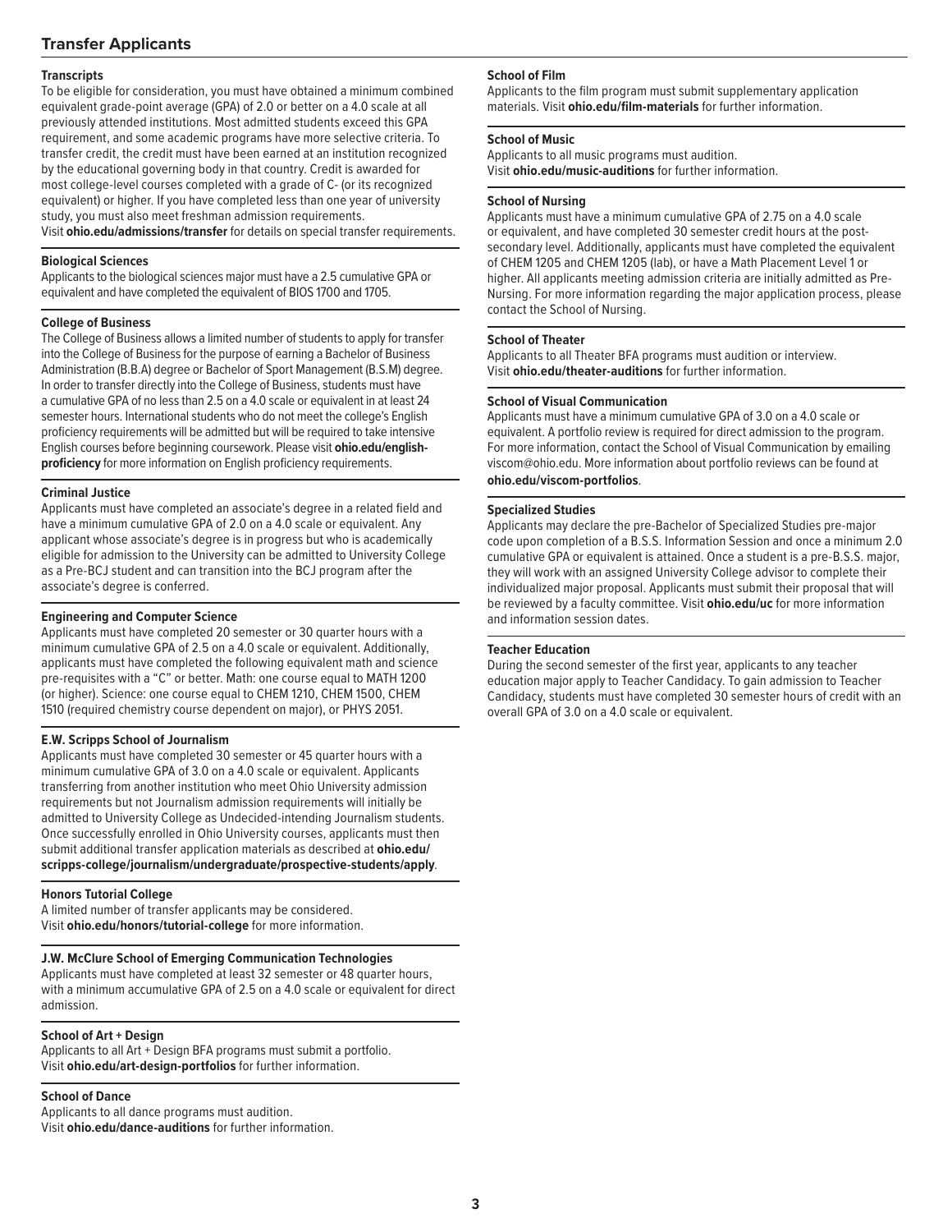## Transfer Applicants

### Transcripts

To be eligible for consideration, you must have obtained a minimum combined equivalent grade-point average (GPA) of 2.0 or better on a 4.0 scale at all previously attended institutions. Most admitted students exceed this GPA requirement, and some academic programs have more selective criteria. To transfer credit, the credit must have been earned at an institution recognized by the educational governing body in that country. Credit is awarded for most college-level courses completed with a grade of C- (or its recognized equivalent) or higher. If you have completed less than one year of university study, you must also meet freshman admission requirements.
Visit **ohio.edu/admissions/transfer** for details on special transfer requirements.

### Biological Sciences

Applicants to the biological sciences major must have a 2.5 cumulative GPA or equivalent and have completed the equivalent of BIOS 1700 and 1705.

### College of Business

The College of Business allows a limited number of students to apply for transfer into the College of Business for the purpose of earning a Bachelor of Business Administration (B.B.A) degree or Bachelor of Sport Management (B.S.M) degree. In order to transfer directly into the College of Business, students must have a cumulative GPA of no less than 2.5 on a 4.0 scale or equivalent in at least 24 semester hours. International students who do not meet the college's English proficiency requirements will be admitted but will be required to take intensive English courses before beginning coursework. Please visit **ohio.edu/english-proficiency** for more information on English proficiency requirements.

### Criminal Justice

Applicants must have completed an associate's degree in a related field and have a minimum cumulative GPA of 2.0 on a 4.0 scale or equivalent. Any applicant whose associate's degree is in progress but who is academically eligible for admission to the University can be admitted to University College as a Pre-BCJ student and can transition into the BCJ program after the associate's degree is conferred.

### Engineering and Computer Science

Applicants must have completed 20 semester or 30 quarter hours with a minimum cumulative GPA of 2.5 on a 4.0 scale or equivalent. Additionally, applicants must have completed the following equivalent math and science pre-requisites with a "C" or better. Math: one course equal to MATH 1200 (or higher). Science: one course equal to CHEM 1210, CHEM 1500, CHEM 1510 (required chemistry course dependent on major), or PHYS 2051.

### E.W. Scripps School of Journalism

Applicants must have completed 30 semester or 45 quarter hours with a minimum cumulative GPA of 3.0 on a 4.0 scale or equivalent. Applicants transferring from another institution who meet Ohio University admission requirements but not Journalism admission requirements will initially be admitted to University College as Undecided-intending Journalism students. Once successfully enrolled in Ohio University courses, applicants must then submit additional transfer application materials as described at **ohio.edu/scripps-college/journalism/undergraduate/prospective-students/apply**.

### Honors Tutorial College

A limited number of transfer applicants may be considered.
Visit **ohio.edu/honors/tutorial-college** for more information.

### J.W. McClure School of Emerging Communication Technologies

Applicants must have completed at least 32 semester or 48 quarter hours, with a minimum accumulative GPA of 2.5 on a 4.0 scale or equivalent for direct admission.

### School of Art + Design

Applicants to all Art + Design BFA programs must submit a portfolio.
Visit **ohio.edu/art-design-portfolios** for further information.

### School of Dance

Applicants to all dance programs must audition.
Visit **ohio.edu/dance-auditions** for further information.

### School of Film

Applicants to the film program must submit supplementary application materials. Visit **ohio.edu/film-materials** for further information.

### School of Music

Applicants to all music programs must audition.
Visit **ohio.edu/music-auditions** for further information.

### School of Nursing

Applicants must have a minimum cumulative GPA of 2.75 on a 4.0 scale or equivalent, and have completed 30 semester credit hours at the post-secondary level. Additionally, applicants must have completed the equivalent of CHEM 1205 and CHEM 1205 (lab), or have a Math Placement Level 1 or higher. All applicants meeting admission criteria are initially admitted as Pre-Nursing. For more information regarding the major application process, please contact the School of Nursing.

### School of Theater

Applicants to all Theater BFA programs must audition or interview.
Visit **ohio.edu/theater-auditions** for further information.

### School of Visual Communication

Applicants must have a minimum cumulative GPA of 3.0 on a 4.0 scale or equivalent. A portfolio review is required for direct admission to the program. For more information, contact the School of Visual Communication by emailing viscom@ohio.edu. More information about portfolio reviews can be found at **ohio.edu/viscom-portfolios**.

### Specialized Studies

Applicants may declare the pre-Bachelor of Specialized Studies pre-major code upon completion of a B.S.S. Information Session and once a minimum 2.0 cumulative GPA or equivalent is attained. Once a student is a pre-B.S.S. major, they will work with an assigned University College advisor to complete their individualized major proposal. Applicants must submit their proposal that will be reviewed by a faculty committee. Visit **ohio.edu/uc** for more information and information session dates.

### Teacher Education

During the second semester of the first year, applicants to any teacher education major apply to Teacher Candidacy. To gain admission to Teacher Candidacy, students must have completed 30 semester hours of credit with an overall GPA of 3.0 on a 4.0 scale or equivalent.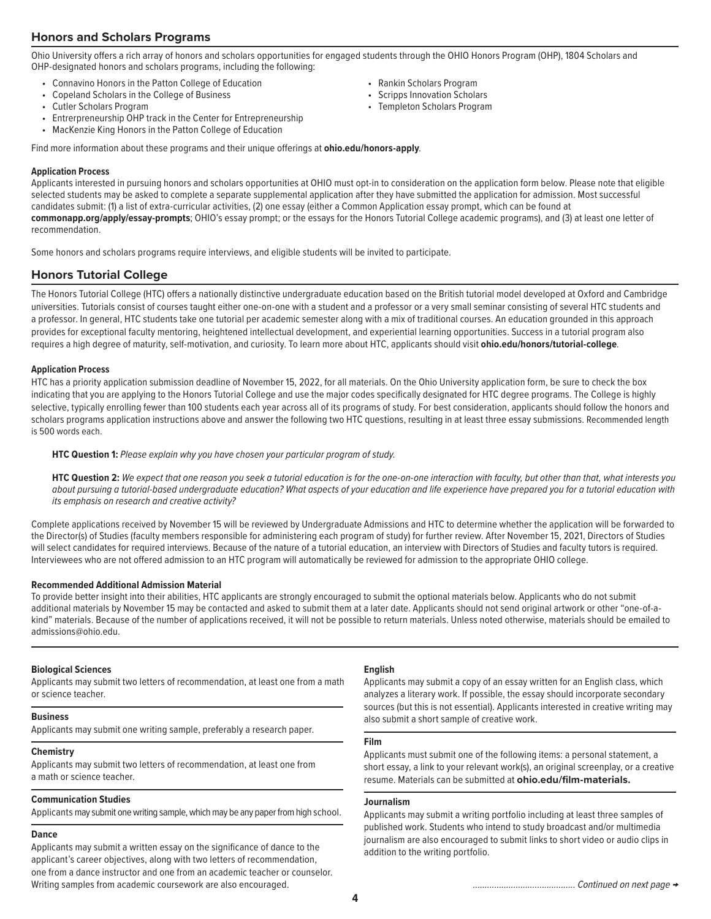## Honors and Scholars Programs

Ohio University offers a rich array of honors and scholars opportunities for engaged students through the OHIO Honors Program (OHP), 1804 Scholars and OHP-designated honors and scholars programs, including the following:

- Connavino Honors in the Patton College of Education
- Copeland Scholars in the College of Business
- Cutler Scholars Program
- Entrerpreneurship OHP track in the Center for Entrepreneurship
- MacKenzie King Honors in the Patton College of Education
- Rankin Scholars Program
- Scripps Innovation Scholars
- Templeton Scholars Program

Find more information about these programs and their unique offerings at **ohio.edu/honors-apply**.

#### Application Process

Applicants interested in pursuing honors and scholars opportunities at OHIO must opt-in to consideration on the application form below. Please note that eligible selected students may be asked to complete a separate supplemental application after they have submitted the application for admission. Most successful candidates submit: (1) a list of extra-curricular activities, (2) one essay (either a Common Application essay prompt, which can be found at **commonapp.org/apply/essay-prompts**; OHIO's essay prompt; or the essays for the Honors Tutorial College academic programs), and (3) at least one letter of recommendation.

Some honors and scholars programs require interviews, and eligible students will be invited to participate.

## Honors Tutorial College

The Honors Tutorial College (HTC) offers a nationally distinctive undergraduate education based on the British tutorial model developed at Oxford and Cambridge universities. Tutorials consist of courses taught either one-on-one with a student and a professor or a very small seminar consisting of several HTC students and a professor. In general, HTC students take one tutorial per academic semester along with a mix of traditional courses. An education grounded in this approach provides for exceptional faculty mentoring, heightened intellectual development, and experiential learning opportunities. Success in a tutorial program also requires a high degree of maturity, self-motivation, and curiosity. To learn more about HTC, applicants should visit **ohio.edu/honors/tutorial-college**.

#### Application Process

HTC has a priority application submission deadline of November 15, 2022, for all materials. On the Ohio University application form, be sure to check the box indicating that you are applying to the Honors Tutorial College and use the major codes specifically designated for HTC degree programs. The College is highly selective, typically enrolling fewer than 100 students each year across all of its programs of study. For best consideration, applicants should follow the honors and scholars programs application instructions above and answer the following two HTC questions, resulting in at least three essay submissions. Recommended length is 500 words each.

**HTC Question 1:** *Please explain why you have chosen your particular program of study.*

**HTC Question 2:** *We expect that one reason you seek a tutorial education is for the one-on-one interaction with faculty, but other than that, what interests you about pursuing a tutorial-based undergraduate education? What aspects of your education and life experience have prepared you for a tutorial education with its emphasis on research and creative activity?*

Complete applications received by November 15 will be reviewed by Undergraduate Admissions and HTC to determine whether the application will be forwarded to the Director(s) of Studies (faculty members responsible for administering each program of study) for further review. After November 15, 2021, Directors of Studies will select candidates for required interviews. Because of the nature of a tutorial education, an interview with Directors of Studies and faculty tutors is required. Interviewees who are not offered admission to an HTC program will automatically be reviewed for admission to the appropriate OHIO college.

#### Recommended Additional Admission Material

To provide better insight into their abilities, HTC applicants are strongly encouraged to submit the optional materials below. Applicants who do not submit additional materials by November 15 may be contacted and asked to submit them at a later date. Applicants should not send original artwork or other "one-of-a-kind" materials. Because of the number of applications received, it will not be possible to return materials. Unless noted otherwise, materials should be emailed to admissions@ohio.edu.

#### Biological Sciences

Applicants may submit two letters of recommendation, at least one from a math or science teacher.

#### Business

Applicants may submit one writing sample, preferably a research paper.

#### Chemistry

Applicants may submit two letters of recommendation, at least one from a math or science teacher.

#### Communication Studies

Applicants may submit one writing sample, which may be any paper from high school.

#### Dance

Applicants may submit a written essay on the significance of dance to the applicant's career objectives, along with two letters of recommendation, one from a dance instructor and one from an academic teacher or counselor. Writing samples from academic coursework are also encouraged.

#### English

Applicants may submit a copy of an essay written for an English class, which analyzes a literary work. If possible, the essay should incorporate secondary sources (but this is not essential). Applicants interested in creative writing may also submit a short sample of creative work.

#### Film

Applicants must submit one of the following items: a personal statement, a short essay, a link to your relevant work(s), an original screenplay, or a creative resume. Materials can be submitted at **ohio.edu/film-materials.**

#### Journalism

Applicants may submit a writing portfolio including at least three samples of published work. Students who intend to study broadcast and/or multimedia journalism are also encouraged to submit links to short video or audio clips in addition to the writing portfolio.

*Continued on next page →*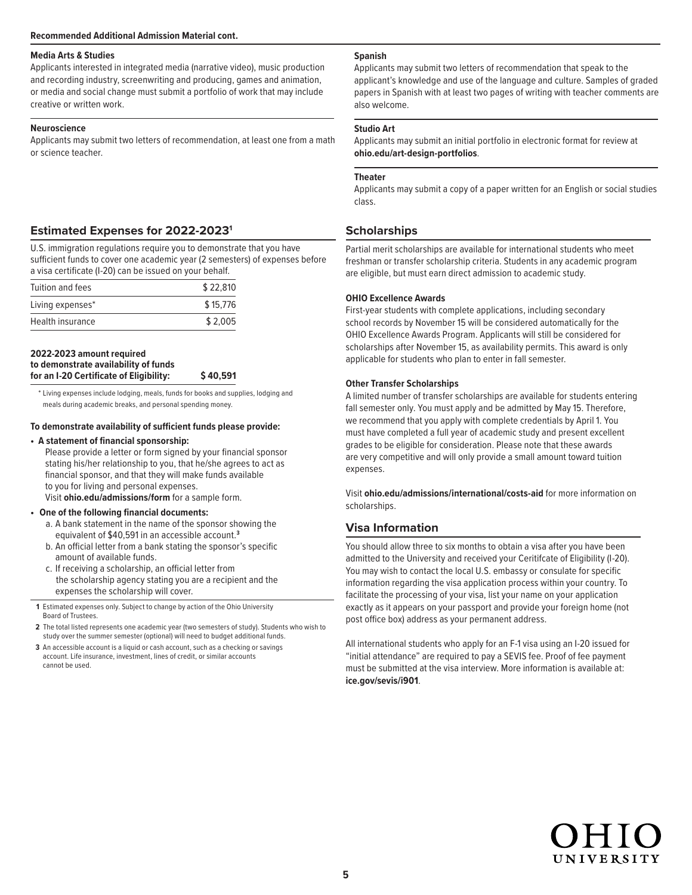**Recommended Additional Admission Material cont.**

**Media Arts & Studies**

Applicants interested in integrated media (narrative video), music production and recording industry, screenwriting and producing, games and animation, or media and social change must submit a portfolio of work that may include creative or written work.

**Neuroscience**

Applicants may submit two letters of recommendation, at least one from a math or science teacher.

**Spanish**

Applicants may submit two letters of recommendation that speak to the applicant's knowledge and use of the language and culture. Samples of graded papers in Spanish with at least two pages of writing with teacher comments are also welcome.

**Studio Art**

Applicants may submit an initial portfolio in electronic format for review at **ohio.edu/art-design-portfolios**.

**Theater**

Applicants may submit a copy of a paper written for an English or social studies class.

## Estimated Expenses for 2022-2023[1]

U.S. immigration regulations require you to demonstrate that you have sufficient funds to cover one academic year (2 semesters) of expenses before a visa certificate (I-20) can be issued on your behalf.

| | |
|---|---|
| Tuition and fees | $ 22,810 |
| Living expenses* | $ 15,776 |
| Health insurance | $ 2,005 |

**2022-2023 amount required to demonstrate availability of funds for an I-20 Certificate of Eligibility: $ 40,591**

\* Living expenses include lodging, meals, funds for books and supplies, lodging and meals during academic breaks, and personal spending money.

**To demonstrate availability of sufficient funds please provide:**

- **A statement of financial sponsorship:**
  Please provide a letter or form signed by your financial sponsor stating his/her relationship to you, that he/she agrees to act as financial sponsor, and that they will make funds available to you for living and personal expenses.
  Visit **ohio.edu/admissions/form** for a sample form.
- **One of the following financial documents:**
  a. A bank statement in the name of the sponsor showing the equivalent of $40,591 in an accessible account.[3]
  b. An official letter from a bank stating the sponsor's specific amount of available funds.
  c. If receiving a scholarship, an official letter from the scholarship agency stating you are a recipient and the expenses the scholarship will cover.

**1** Estimated expenses only. Subject to change by action of the Ohio University Board of Trustees.

**2** The total listed represents one academic year (two semesters of study). Students who wish to study over the summer semester (optional) will need to budget additional funds.

**3** An accessible account is a liquid or cash account, such as a checking or savings account. Life insurance, investment, lines of credit, or similar accounts cannot be used.

## Scholarships

Partial merit scholarships are available for international students who meet freshman or transfer scholarship criteria. Students in any academic program are eligible, but must earn direct admission to academic study.

**OHIO Excellence Awards**

First-year students with complete applications, including secondary school records by November 15 will be considered automatically for the OHIO Excellence Awards Program. Applicants will still be considered for scholarships after November 15, as availability permits. This award is only applicable for students who plan to enter in fall semester.

**Other Transfer Scholarships**

A limited number of transfer scholarships are available for students entering fall semester only. You must apply and be admitted by May 15. Therefore, we recommend that you apply with complete credentials by April 1. You must have completed a full year of academic study and present excellent grades to be eligible for consideration. Please note that these awards are very competitive and will only provide a small amount toward tuition expenses.

Visit **ohio.edu/admissions/international/costs-aid** for more information on scholarships.

## Visa Information

You should allow three to six months to obtain a visa after you have been admitted to the University and received your Ceritifcate of Eligibility (I-20). You may wish to contact the local U.S. embassy or consulate for specific information regarding the visa application process within your country. To facilitate the processing of your visa, list your name on your application exactly as it appears on your passport and provide your foreign home (not post office box) address as your permanent address.

All international students who apply for an F-1 visa using an I-20 issued for "initial attendance" are required to pay a SEVIS fee. Proof of fee payment must be submitted at the visa interview. More information is available at: **ice.gov/sevis/i901**.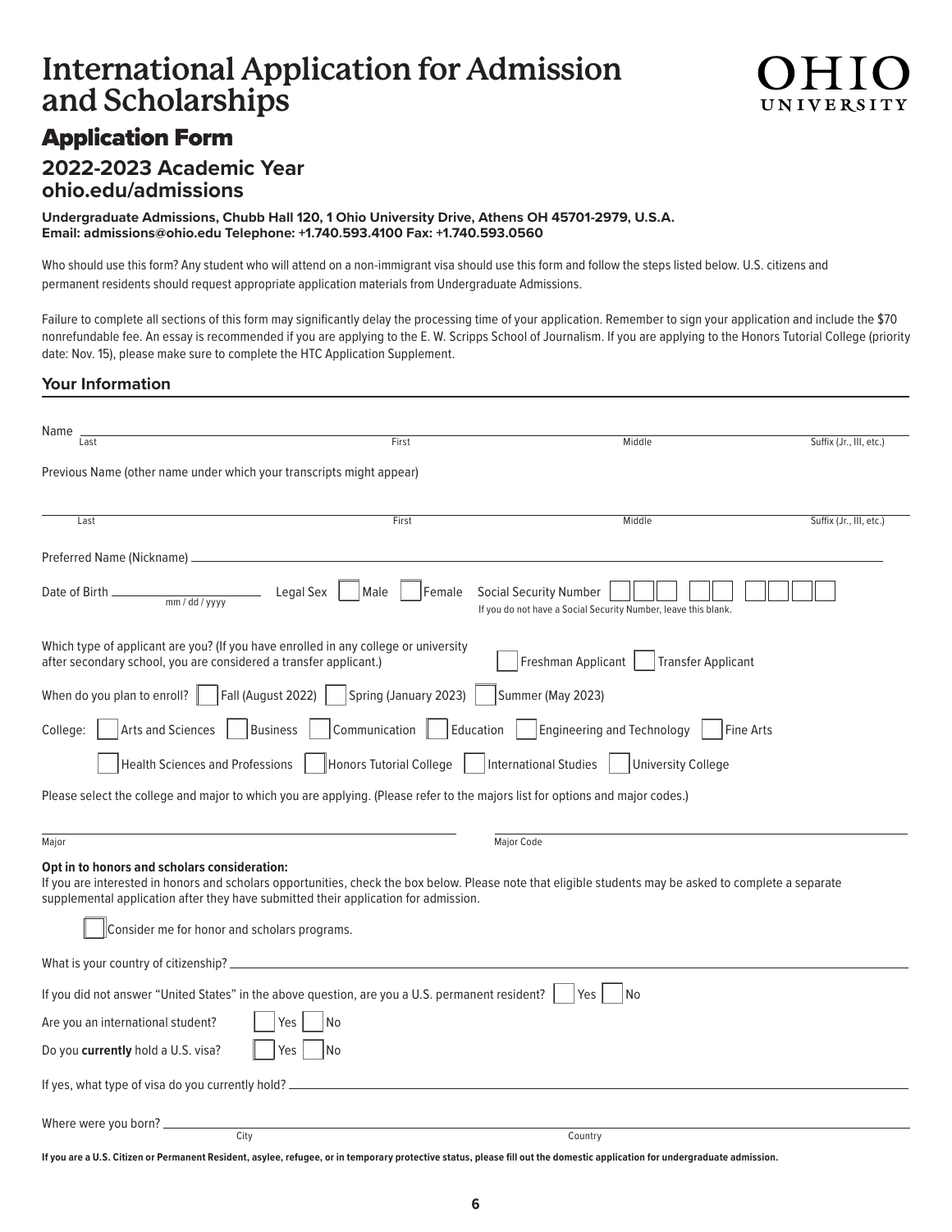# International Application for Admission and Scholarships

OHIO UNIVERSITY

## Application Form

### 2022-2023 Academic Year
### ohio.edu/admissions

**Undergraduate Admissions, Chubb Hall 120, 1 Ohio University Drive, Athens OH 45701-2979, U.S.A.**
**Email: admissions@ohio.edu Telephone: +1.740.593.4100 Fax: +1.740.593.0560**

Who should use this form? Any student who will attend on a non-immigrant visa should use this form and follow the steps listed below. U.S. citizens and permanent residents should request appropriate application materials from Undergraduate Admissions.

Failure to complete all sections of this form may significantly delay the processing time of your application. Remember to sign your application and include the $70 nonrefundable fee. An essay is recommended if you are applying to the E. W. Scripps School of Journalism. If you are applying to the Honors Tutorial College (priority date: Nov. 15), please make sure to complete the HTC Application Supplement.

### Your Information

Name ______________________________________________
Last | First | Middle | Suffix (Jr., III, etc.)

Previous Name (other name under which your transcripts might appear)

______________________________________________
Last | First | Middle | Suffix (Jr., III, etc.)

Preferred Name (Nickname) ______________________________________________

Date of Birth ____________ (mm / dd / yyyy) Legal Sex ☐ Male ☐ Female Social Security Number ☐☐☐ ☐☐ ☐☐☐☐
If you do not have a Social Security Number, leave this blank.

Which type of applicant are you? (If you have enrolled in any college or university after secondary school, you are considered a transfer applicant.) ☐ Freshman Applicant ☐ Transfer Applicant

When do you plan to enroll? ☐ Fall (August 2022) ☐ Spring (January 2023) ☐ Summer (May 2023)

College: ☐ Arts and Sciences ☐ Business ☐ Communication ☐ Education ☐ Engineering and Technology ☐ Fine Arts
☐ Health Sciences and Professions ☐ Honors Tutorial College ☐ International Studies ☐ University College

Please select the college and major to which you are applying. (Please refer to the majors list for options and major codes.)

______________________ ______________________
Major | Major Code

**Opt in to honors and scholars consideration:**
If you are interested in honors and scholars opportunities, check the box below. Please note that eligible students may be asked to complete a separate supplemental application after they have submitted their application for admission.

☐ Consider me for honor and scholars programs.

What is your country of citizenship? ______________________________________________

If you did not answer "United States" in the above question, are you a U.S. permanent resident? ☐ Yes ☐ No

Are you an international student? ☐ Yes ☐ No

Do you **currently** hold a U.S. visa? ☐ Yes ☐ No

If yes, what type of visa do you currently hold? ______________________________________________

Where were you born? ______________________________________________
City | Country

**If you are a U.S. Citizen or Permanent Resident, asylee, refugee, or in temporary protective status, please fill out the domestic application for undergraduate admission.**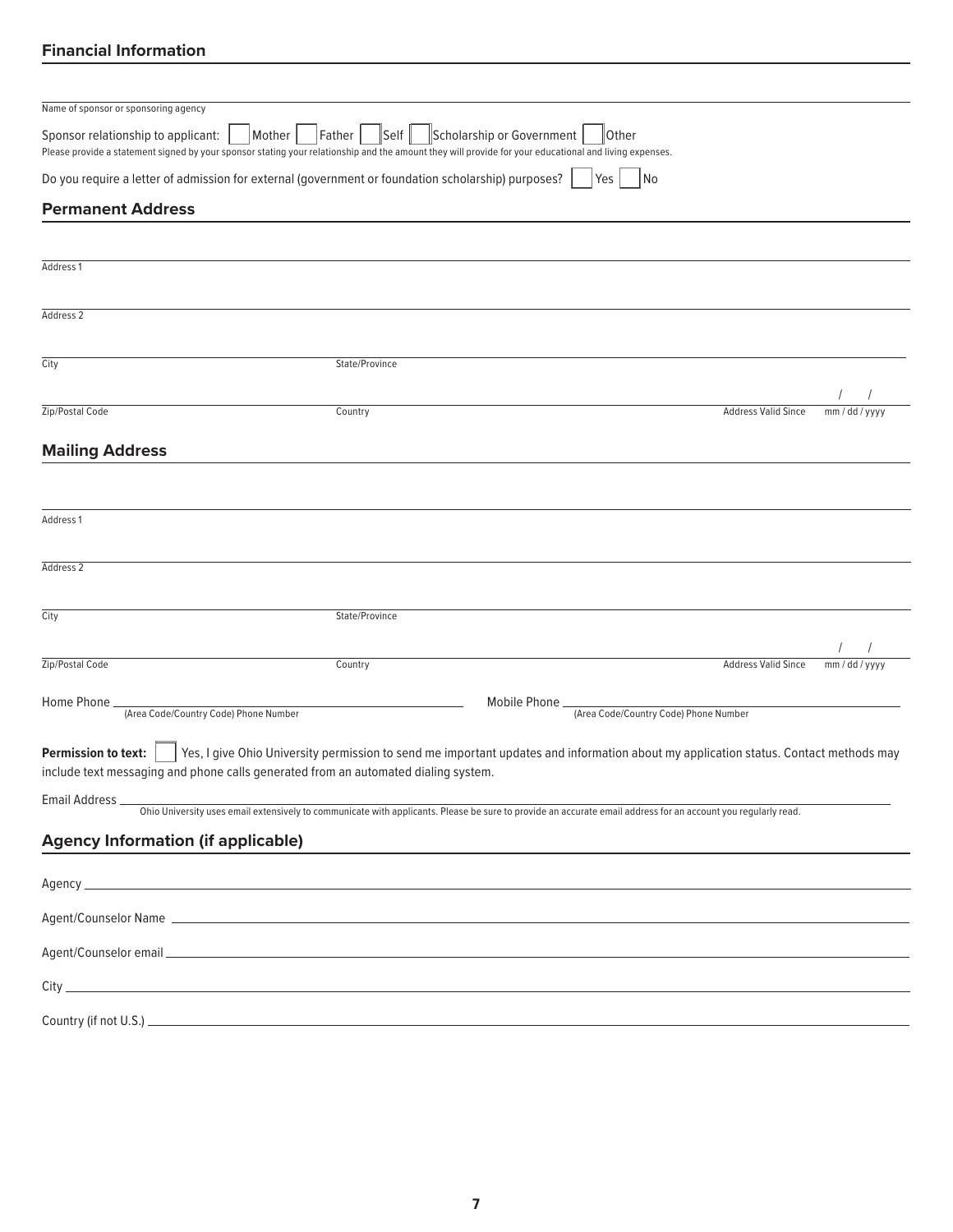## Financial Information

Name of sponsor or sponsoring agency

Sponsor relationship to applicant: ☐ Mother ☐ Father ☐ Self ☐ Scholarship or Government ☐ Other

Please provide a statement signed by your sponsor stating your relationship and the amount they will provide for your educational and living expenses.

Do you require a letter of admission for external (government or foundation scholarship) purposes? ☐ Yes ☐ No

## Permanent Address

Address 1

Address 2

City State/Province

Zip/Postal Code Country Address Valid Since / / mm / dd / yyyy

## Mailing Address

Address 1

Address 2

City State/Province

Zip/Postal Code Country Address Valid Since / / mm / dd / yyyy

Home Phone ______ (Area Code/Country Code) Phone Number Mobile Phone ______ (Area Code/Country Code) Phone Number

**Permission to text:** ☐ Yes, I give Ohio University permission to send me important updates and information about my application status. Contact methods may include text messaging and phone calls generated from an automated dialing system.

Email Address ______

Ohio University uses email extensively to communicate with applicants. Please be sure to provide an accurate email address for an account you regularly read.

## Agency Information (if applicable)

Agency ______

Agent/Counselor Name ______

Agent/Counselor email ______

City ______

Country (if not U.S.) ______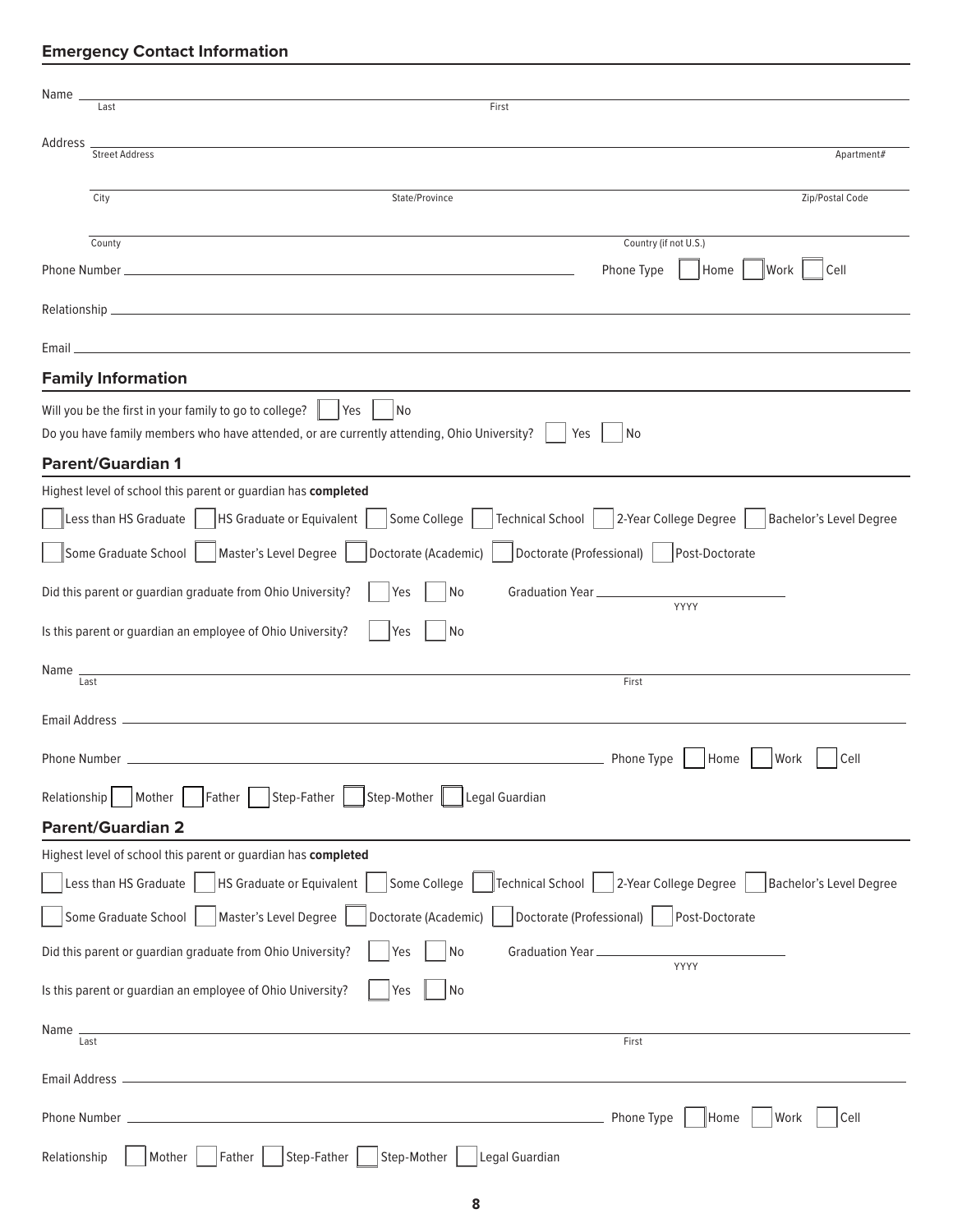## Emergency Contact Information

Name ______________________________________________________________________
Last First

Address ______________________________________________________________________
Street Address Apartment#

______________________________________________________________________
City State/Province Zip/Postal Code

______________________________________________________________________
County Country (if not U.S.)

Phone Number ______________________________ Phone Type ☐ Home ☐ Work ☐ Cell

Relationship ______________________________________________________________________

Email ______________________________________________________________________

## Family Information

Will you be the first in your family to go to college? ☐ Yes ☐ No

Do you have family members who have attended, or are currently attending, Ohio University? ☐ Yes ☐ No

## Parent/Guardian 1

Highest level of school this parent or guardian has **completed**

☐ Less than HS Graduate ☐ HS Graduate or Equivalent ☐ Some College ☐ Technical School ☐ 2-Year College Degree ☐ Bachelor's Level Degree

☐ Some Graduate School ☐ Master's Level Degree ☐ Doctorate (Academic) ☐ Doctorate (Professional) ☐ Post-Doctorate

Did this parent or guardian graduate from Ohio University? ☐ Yes ☐ No Graduation Year ______________
YYYY

Is this parent or guardian an employee of Ohio University? ☐ Yes ☐ No

Name ______________________________________________________________________
Last First

Email Address ______________________________________________________________________

Phone Number ______________________________ Phone Type ☐ Home ☐ Work ☐ Cell

Relationship ☐ Mother ☐ Father ☐ Step-Father ☐ Step-Mother ☐ Legal Guardian

## Parent/Guardian 2

Highest level of school this parent or guardian has **completed**

☐ Less than HS Graduate ☐ HS Graduate or Equivalent ☐ Some College ☐ Technical School ☐ 2-Year College Degree ☐ Bachelor's Level Degree

☐ Some Graduate School ☐ Master's Level Degree ☐ Doctorate (Academic) ☐ Doctorate (Professional) ☐ Post-Doctorate

Did this parent or guardian graduate from Ohio University? ☐ Yes ☐ No Graduation Year ______________
YYYY

Is this parent or guardian an employee of Ohio University? ☐ Yes ☐ No

Name ______________________________________________________________________
Last First

Email Address ______________________________________________________________________

Phone Number ______________________________ Phone Type ☐ Home ☐ Work ☐ Cell

Relationship ☐ Mother ☐ Father ☐ Step-Father ☐ Step-Mother ☐ Legal Guardian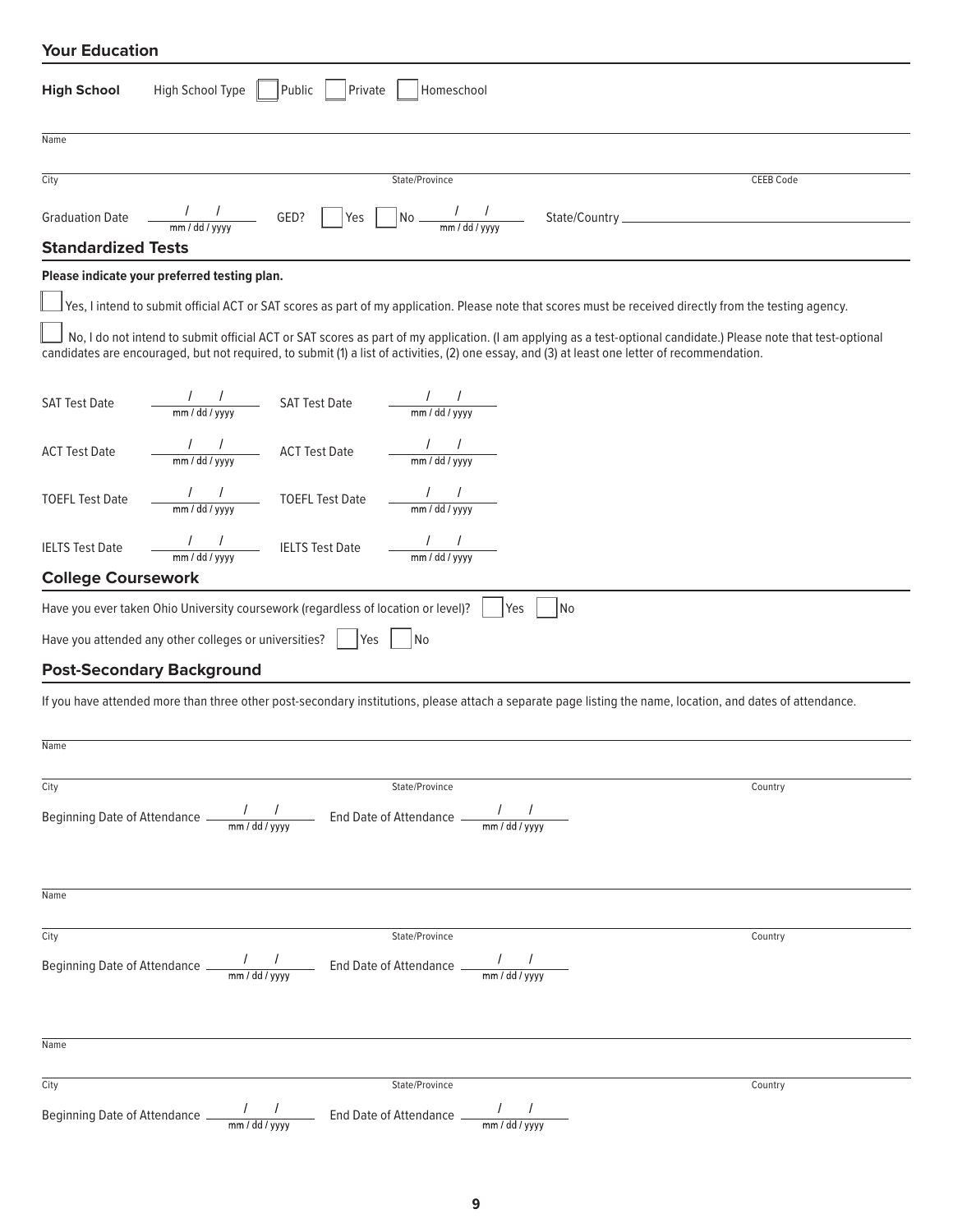## Your Education

**High School** High School Type ☐ Public ☐ Private ☐ Homeschool

Name

City State/Province CEEB Code

Graduation Date ___ / ___ / ___ (mm / dd / yyyy) GED? ☐ Yes ☐ No ___ / ___ / ___ (mm / dd / yyyy) State/Country ___

## Standardized Tests

**Please indicate your preferred testing plan.**

☐ Yes, I intend to submit official ACT or SAT scores as part of my application. Please note that scores must be received directly from the testing agency.

☐ No, I do not intend to submit official ACT or SAT scores as part of my application. (I am applying as a test-optional candidate.) Please note that test-optional candidates are encouraged, but not required, to submit (1) a list of activities, (2) one essay, and (3) at least one letter of recommendation.

SAT Test Date ___ / ___ / ___ (mm / dd / yyyy) SAT Test Date ___ / ___ / ___ (mm / dd / yyyy)

ACT Test Date ___ / ___ / ___ (mm / dd / yyyy) ACT Test Date ___ / ___ / ___ (mm / dd / yyyy)

TOEFL Test Date ___ / ___ / ___ (mm / dd / yyyy) TOEFL Test Date ___ / ___ / ___ (mm / dd / yyyy)

IELTS Test Date ___ / ___ / ___ (mm / dd / yyyy) IELTS Test Date ___ / ___ / ___ (mm / dd / yyyy)

## College Coursework

Have you ever taken Ohio University coursework (regardless of location or level)? ☐ Yes ☐ No

Have you attended any other colleges or universities? ☐ Yes ☐ No

## Post-Secondary Background

If you have attended more than three other post-secondary institutions, please attach a separate page listing the name, location, and dates of attendance.

Name

City State/Province Country

Beginning Date of Attendance ___ / ___ / ___ (mm / dd / yyyy) End Date of Attendance ___ / ___ / ___ (mm / dd / yyyy)

Name

City State/Province Country

Beginning Date of Attendance ___ / ___ / ___ (mm / dd / yyyy) End Date of Attendance ___ / ___ / ___ (mm / dd / yyyy)

Name

City State/Province Country

Beginning Date of Attendance ___ / ___ / ___ (mm / dd / yyyy) End Date of Attendance ___ / ___ / ___ (mm / dd / yyyy)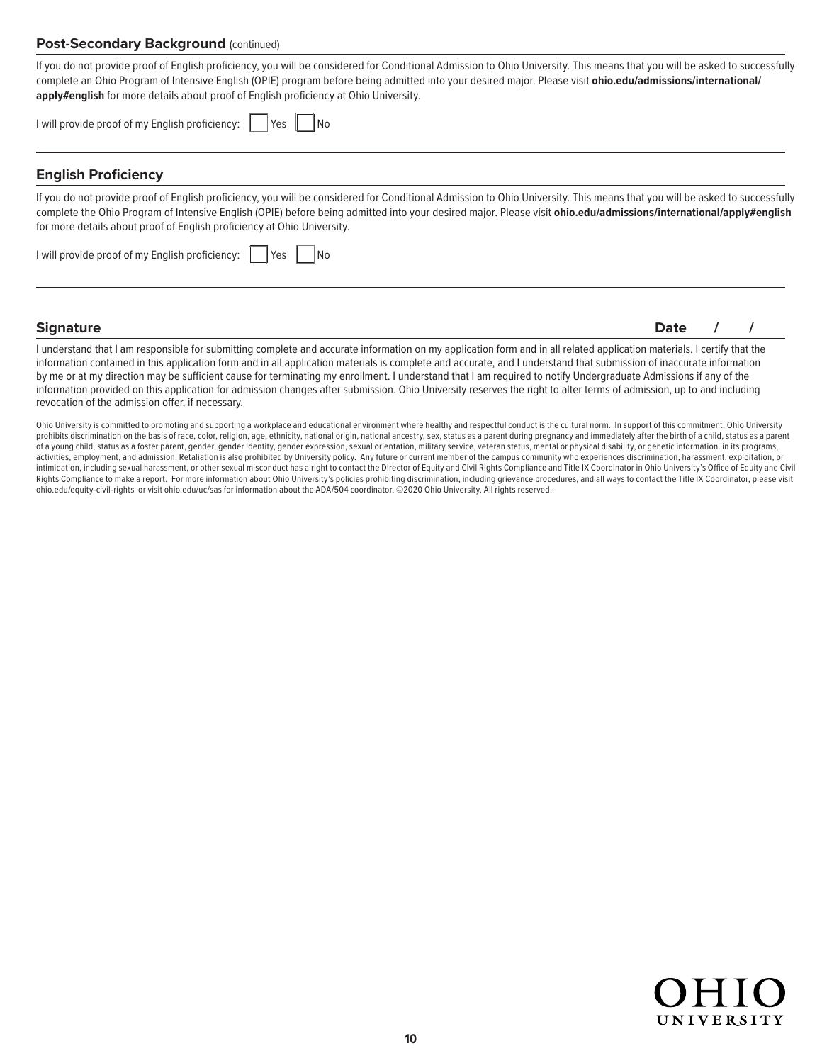## Post-Secondary Background (continued)

If you do not provide proof of English proficiency, you will be considered for Conditional Admission to Ohio University. This means that you will be asked to successfully complete an Ohio Program of Intensive English (OPIE) program before being admitted into your desired major. Please visit **ohio.edu/admissions/international/apply#english** for more details about proof of English proficiency at Ohio University.

I will provide proof of my English proficiency: ☐ Yes ☐ No

## English Proficiency

If you do not provide proof of English proficiency, you will be considered for Conditional Admission to Ohio University. This means that you will be asked to successfully complete the Ohio Program of Intensive English (OPIE) before being admitted into your desired major. Please visit **ohio.edu/admissions/international/apply#english** for more details about proof of English proficiency at Ohio University.

I will provide proof of my English proficiency: ☐ Yes ☐ No

## Signature

**Date / /**

I understand that I am responsible for submitting complete and accurate information on my application form and in all related application materials. I certify that the information contained in this application form and in all application materials is complete and accurate, and I understand that submission of inaccurate information by me or at my direction may be sufficient cause for terminating my enrollment. I understand that I am required to notify Undergraduate Admissions if any of the information provided on this application for admission changes after submission. Ohio University reserves the right to alter terms of admission, up to and including revocation of the admission offer, if necessary.

Ohio University is committed to promoting and supporting a workplace and educational environment where healthy and respectful conduct is the cultural norm. In support of this commitment, Ohio University prohibits discrimination on the basis of race, color, religion, age, ethnicity, national origin, national ancestry, sex, status as a parent during pregnancy and immediately after the birth of a child, status as a parent of a young child, status as a foster parent, gender, gender identity, gender expression, sexual orientation, military service, veteran status, mental or physical disability, or genetic information. in its programs, activities, employment, and admission. Retaliation is also prohibited by University policy. Any future or current member of the campus community who experiences discrimination, harassment, exploitation, or intimidation, including sexual harassment, or other sexual misconduct has a right to contact the Director of Equity and Civil Rights Compliance and Title IX Coordinator in Ohio University's Office of Equity and Civil Rights Compliance to make a report. For more information about Ohio University's policies prohibiting discrimination, including grievance procedures, and all ways to contact the Title IX Coordinator, please visit ohio.edu/equity-civil-rights or visit ohio.edu/uc/sas for information about the ADA/504 coordinator. ©2020 Ohio University. All rights reserved.

OHIO UNIVERSITY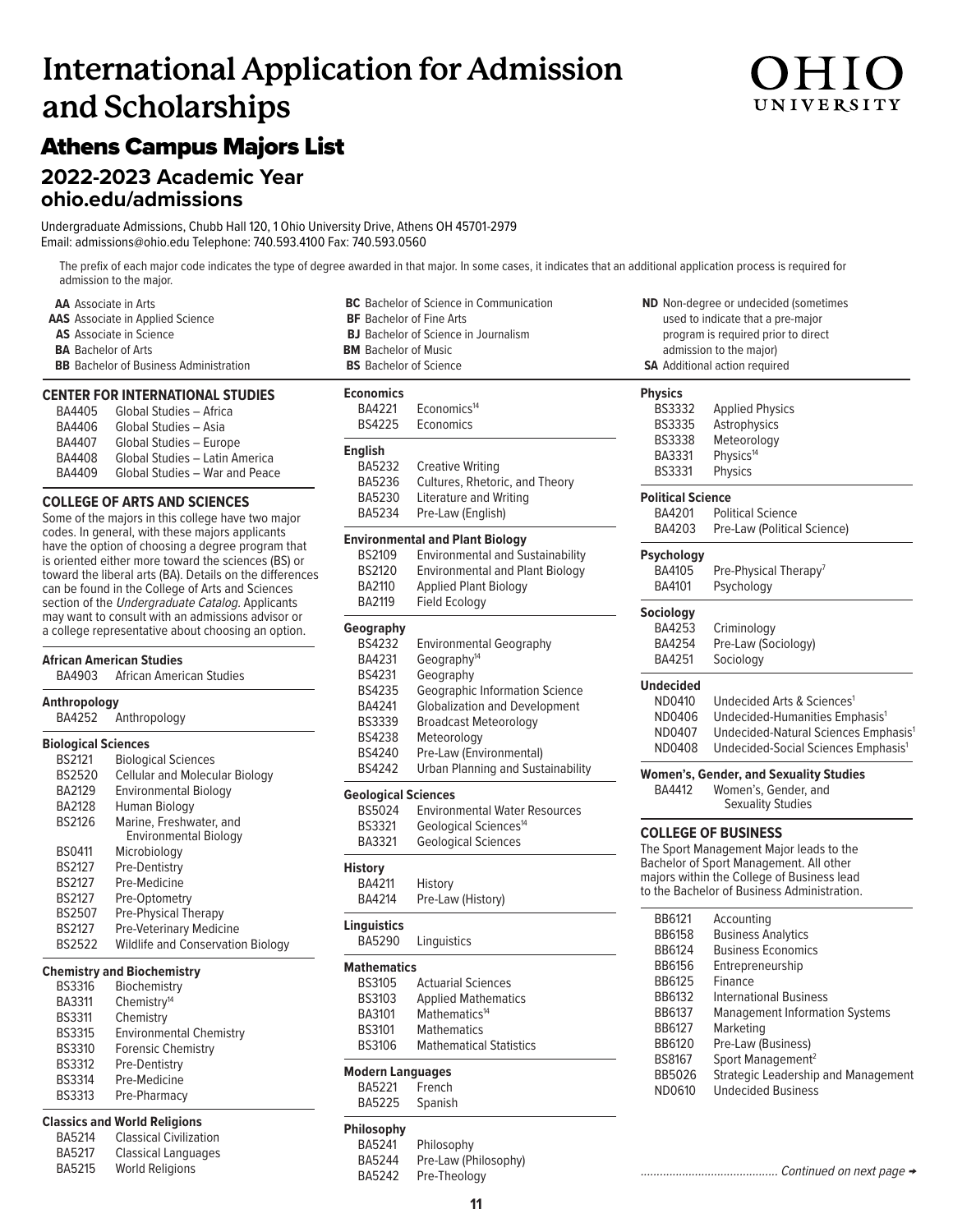# International Application for Admission and Scholarships

OHIO UNIVERSITY

## Athens Campus Majors List

### 2022-2023 Academic Year
### ohio.edu/admissions

Undergraduate Admissions, Chubb Hall 120, 1 Ohio University Drive, Athens OH 45701-2979
Email: admissions@ohio.edu Telephone: 740.593.4100 Fax: 740.593.0560

The prefix of each major code indicates the type of degree awarded in that major. In some cases, it indicates that an additional application process is required for admission to the major.

- **AA** Associate in Arts
- **AAS** Associate in Applied Science
- **AS** Associate in Science
- **BA** Bachelor of Arts
- **BB** Bachelor of Business Administration
- **BC** Bachelor of Science in Communication
- **BF** Bachelor of Fine Arts
- **BJ** Bachelor of Science in Journalism
- **BM** Bachelor of Music
- **BS** Bachelor of Science
- **ND** Non-degree or undecided (sometimes used to indicate that a pre-major program is required prior to direct admission to the major)
- **SA** Additional action required

### CENTER FOR INTERNATIONAL STUDIES

| | |
|---|---|
| BA4405 | Global Studies – Africa |
| BA4406 | Global Studies – Asia |
| BA4407 | Global Studies – Europe |
| BA4408 | Global Studies – Latin America |
| BA4409 | Global Studies – War and Peace |

### COLLEGE OF ARTS AND SCIENCES

Some of the majors in this college have two major codes. In general, with these majors applicants have the option of choosing a degree program that is oriented either more toward the sciences (BS) or toward the liberal arts (BA). Details on the differences can be found in the College of Arts and Sciences section of the *Undergraduate Catalog*. Applicants may want to consult with an admissions advisor or a college representative about choosing an option.

**African American Studies**

| | |
|---|---|
| BA4903 | African American Studies |

**Anthropology**

| | |
|---|---|
| BA4252 | Anthropology |

**Biological Sciences**

| | |
|---|---|
| BS2121 | Biological Sciences |
| BS2520 | Cellular and Molecular Biology |
| BA2129 | Environmental Biology |
| BA2128 | Human Biology |
| BS2126 | Marine, Freshwater, and Environmental Biology |
| BS0411 | Microbiology |
| BS2127 | Pre-Dentistry |
| BS2127 | Pre-Medicine |
| BS2127 | Pre-Optometry |
| BS2507 | Pre-Physical Therapy |
| BS2127 | Pre-Veterinary Medicine |
| BS2522 | Wildlife and Conservation Biology |

**Chemistry and Biochemistry**

| | |
|---|---|
| BS3316 | Biochemistry |
| BA3311 | Chemistry[14] |
| BS3311 | Chemistry |
| BS3315 | Environmental Chemistry |
| BS3310 | Forensic Chemistry |
| BS3312 | Pre-Dentistry |
| BS3314 | Pre-Medicine |
| BS3313 | Pre-Pharmacy |

**Classics and World Religions**

| | |
|---|---|
| BA5214 | Classical Civilization |
| BA5217 | Classical Languages |
| BA5215 | World Religions |

**Economics**

| | |
|---|---|
| BA4221 | Economics[14] |
| BS4225 | Economics |

**English**

| | |
|---|---|
| BA5232 | Creative Writing |
| BA5236 | Cultures, Rhetoric, and Theory |
| BA5230 | Literature and Writing |
| BA5234 | Pre-Law (English) |

**Environmental and Plant Biology**

| | |
|---|---|
| BS2109 | Environmental and Sustainability |
| BS2120 | Environmental and Plant Biology |
| BA2110 | Applied Plant Biology |
| BA2119 | Field Ecology |

**Geography**

| | |
|---|---|
| BS4232 | Environmental Geography |
| BA4231 | Geography[14] |
| BS4231 | Geography |
| BS4235 | Geographic Information Science |
| BA4241 | Globalization and Development |
| BS3339 | Broadcast Meteorology |
| BS4238 | Meteorology |
| BS4240 | Pre-Law (Environmental) |
| BS4242 | Urban Planning and Sustainability |

**Geological Sciences**

| | |
|---|---|
| BS5024 | Environmental Water Resources |
| BS3321 | Geological Sciences[14] |
| BA3321 | Geological Sciences |

**History**

| | |
|---|---|
| BA4211 | History |
| BA4214 | Pre-Law (History) |

**Linguistics**

| | |
|---|---|
| BA5290 | Linguistics |

**Mathematics**

| | |
|---|---|
| BS3105 | Actuarial Sciences |
| BS3103 | Applied Mathematics |
| BA3101 | Mathematics[14] |
| BS3101 | Mathematics |
| BS3106 | Mathematical Statistics |

**Modern Languages**

| | |
|---|---|
| BA5221 | French |
| BA5225 | Spanish |

**Philosophy**

| | |
|---|---|
| BA5241 | Philosophy |
| BA5244 | Pre-Law (Philosophy) |
| BA5242 | Pre-Theology |

**Physics**

| | |
|---|---|
| BS3332 | Applied Physics |
| BS3335 | Astrophysics |
| BS3338 | Meteorology |
| BA3331 | Physics[14] |
| BS3331 | Physics |

**Political Science**

| | |
|---|---|
| BA4201 | Political Science |
| BA4203 | Pre-Law (Political Science) |

**Psychology**

| | |
|---|---|
| BA4105 | Pre-Physical Therapy[7] |
| BA4101 | Psychology |

**Sociology**

| | |
|---|---|
| BA4253 | Criminology |
| BA4254 | Pre-Law (Sociology) |
| BA4251 | Sociology |

**Undecided**

| | |
|---|---|
| ND0410 | Undecided Arts & Sciences[1] |
| ND0406 | Undecided-Humanities Emphasis[1] |
| ND0407 | Undecided-Natural Sciences Emphasis[1] |
| ND0408 | Undecided-Social Sciences Emphasis[1] |

**Women's, Gender, and Sexuality Studies**

| | |
|---|---|
| BA4412 | Women's, Gender, and Sexuality Studies |

### COLLEGE OF BUSINESS

The Sport Management Major leads to the Bachelor of Sport Management. All other majors within the College of Business lead to the Bachelor of Business Administration.

| | |
|---|---|
| BB6121 | Accounting |
| BB6158 | Business Analytics |
| BB6124 | Business Economics |
| BB6156 | Entrepreneurship |
| BB6125 | Finance |
| BB6132 | International Business |
| BB6137 | Management Information Systems |
| BB6127 | Marketing |
| BB6120 | Pre-Law (Business) |
| BS8167 | Sport Management[2] |
| BB5026 | Strategic Leadership and Management |
| ND0610 | Undecided Business |

*Continued on next page →*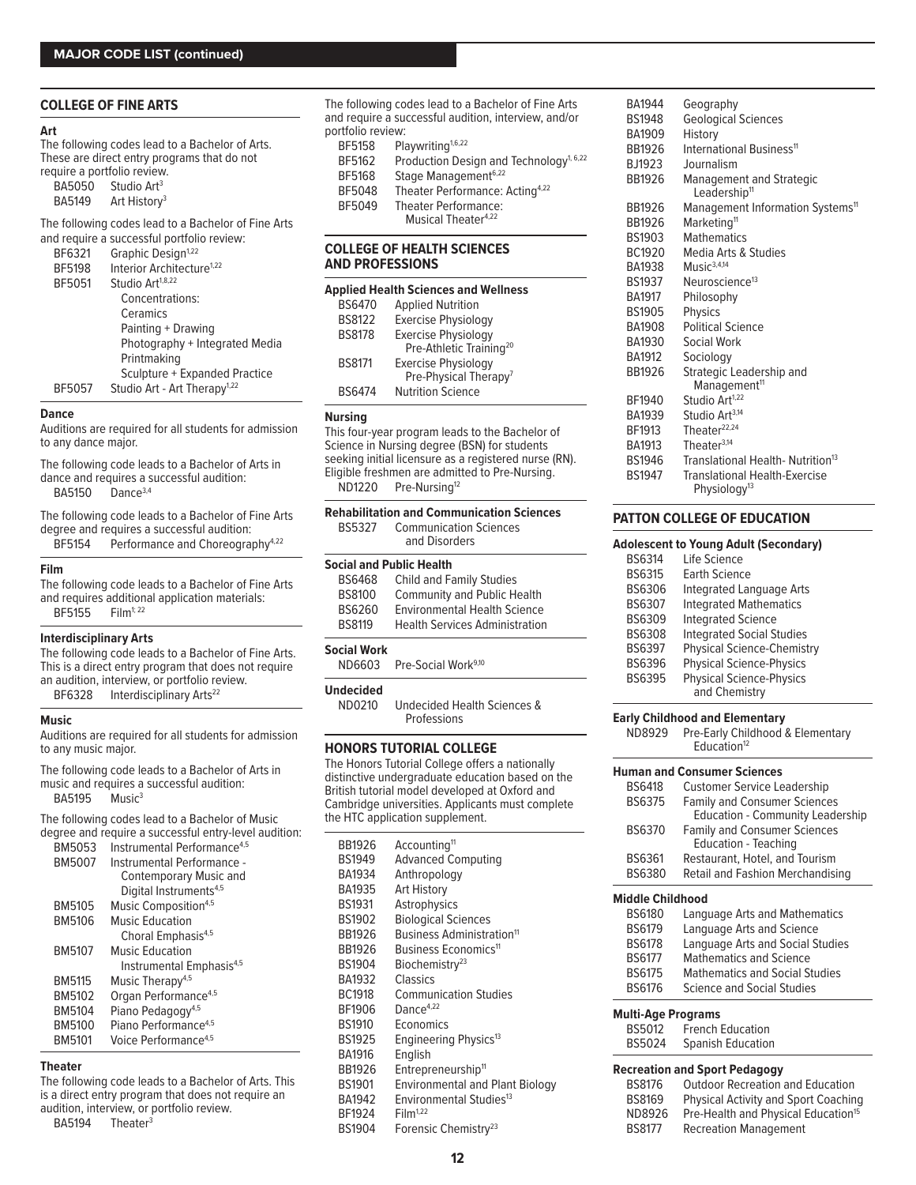## MAJOR CODE LIST (continued)

### COLLEGE OF FINE ARTS

#### Art

The following codes lead to a Bachelor of Arts. These are direct entry programs that do not require a portfolio review.

| | |
|---|---|
| BA5050 | Studio Art[3] |
| BA5149 | Art History[3] |

The following codes lead to a Bachelor of Fine Arts and require a successful portfolio review:

| | |
|---|---|
| BF6321 | Graphic Design[1,22] |
| BF5198 | Interior Architecture[1,22] |
| BF5051 | Studio Art[1,8,22] |
| | Concentrations: |
| | Ceramics |
| | Painting + Drawing |
| | Photography + Integrated Media |
| | Printmaking |
| | Sculpture + Expanded Practice |
| BF5057 | Studio Art - Art Therapy[1,22] |

#### Dance

Auditions are required for all students for admission to any dance major.

The following code leads to a Bachelor of Arts in dance and requires a successful audition:

| | |
|---|---|
| BA5150 | Dance[3,4] |

The following code leads to a Bachelor of Fine Arts degree and requires a successful audition:

| | |
|---|---|
| BF5154 | Performance and Choreography[4,22] |

#### Film

The following code leads to a Bachelor of Fine Arts and requires additional application materials:

| | |
|---|---|
| BF5155 | Film[1,22] |

#### Interdisciplinary Arts

The following code leads to a Bachelor of Fine Arts. This is a direct entry program that does not require an audition, interview, or portfolio review.

| | |
|---|---|
| BF6328 | Interdisciplinary Arts[22] |

#### Music

Auditions are required for all students for admission to any music major.

The following code leads to a Bachelor of Arts in music and requires a successful audition:

| | |
|---|---|
| BA5195 | Music[3] |

The following codes lead to a Bachelor of Music degree and require a successful entry-level audition:

| | |
|---|---|
| BM5053 | Instrumental Performance[4,5] |
| BM5007 | Instrumental Performance - Contemporary Music and Digital Instruments[4,5] |
| BM5105 | Music Composition[4,5] |
| BM5106 | Music Education Choral Emphasis[4,5] |
| BM5107 | Music Education Instrumental Emphasis[4,5] |
| BM5115 | Music Therapy[4,5] |
| BM5102 | Organ Performance[4,5] |
| BM5104 | Piano Pedagogy[4,5] |
| BM5100 | Piano Performance[4,5] |
| BM5101 | Voice Performance[4,5] |

#### Theater

The following code leads to a Bachelor of Arts. This is a direct entry program that does not require an audition, interview, or portfolio review.

| | |
|---|---|
| BA5194 | Theater[3] |

The following codes lead to a Bachelor of Fine Arts and require a successful audition, interview, and/or portfolio review:

| | |
|---|---|
| BF5158 | Playwriting[1,6,22] |
| BF5162 | Production Design and Technology[1,6,22] |
| BF5168 | Stage Management[6,22] |
| BF5048 | Theater Performance: Acting[4,22] |
| BF5049 | Theater Performance: Musical Theater[4,22] |

### COLLEGE OF HEALTH SCIENCES AND PROFESSIONS

#### Applied Health Sciences and Wellness

| | |
|---|---|
| BS6470 | Applied Nutrition |
| BS8122 | Exercise Physiology |
| BS8178 | Exercise Physiology Pre-Athletic Training[20] |
| BS8171 | Exercise Physiology Pre-Physical Therapy[7] |
| BS6474 | Nutrition Science |

#### Nursing

This four-year program leads to the Bachelor of Science in Nursing degree (BSN) for students seeking initial licensure as a registered nurse (RN). Eligible freshmen are admitted to Pre-Nursing.

| | |
|---|---|
| ND1220 | Pre-Nursing[12] |

#### Rehabilitation and Communication Sciences

| | |
|---|---|
| BS5327 | Communication Sciences and Disorders |

#### Social and Public Health

| | |
|---|---|
| BS6468 | Child and Family Studies |
| BS8100 | Community and Public Health |
| BS6260 | Environmental Health Science |
| BS8119 | Health Services Administration |

#### Social Work

| | |
|---|---|
| ND6603 | Pre-Social Work[9,10] |

#### Undecided

| | |
|---|---|
| ND0210 | Undecided Health Sciences & Professions |

### HONORS TUTORIAL COLLEGE

The Honors Tutorial College offers a nationally distinctive undergraduate education based on the British tutorial model developed at Oxford and Cambridge universities. Applicants must complete the HTC application supplement.

| | |
|---|---|
| BB1926 | Accounting[11] |
| BS1949 | Advanced Computing |
| BA1934 | Anthropology |
| BA1935 | Art History |
| BS1931 | Astrophysics |
| BS1902 | Biological Sciences |
| BB1926 | Business Administration[11] |
| BB1926 | Business Economics[11] |
| BS1904 | Biochemistry[23] |
| BA1932 | Classics |
| BC1918 | Communication Studies |
| BF1906 | Dance[4,22] |
| BS1910 | Economics |
| BS1925 | Engineering Physics[13] |
| BA1916 | English |
| BB1926 | Entrepreneurship[11] |
| BS1901 | Environmental and Plant Biology |
| BA1942 | Environmental Studies[13] |
| BF1924 | Film[1,22] |
| BS1904 | Forensic Chemistry[23] |
| BA1944 | Geography |
| BS1948 | Geological Sciences |
| BA1909 | History |
| BB1926 | International Business[11] |
| BJ1923 | Journalism |
| BB1926 | Management and Strategic Leadership[11] |
| BB1926 | Management Information Systems[11] |
| BB1926 | Marketing[11] |
| BS1903 | Mathematics |
| BC1920 | Media Arts & Studies |
| BA1938 | Music[3,4,14] |
| BS1937 | Neuroscience[13] |
| BA1917 | Philosophy |
| BS1905 | Physics |
| BA1908 | Political Science |
| BA1930 | Social Work |
| BA1912 | Sociology |
| BB1926 | Strategic Leadership and Management[11] |
| BF1940 | Studio Art[1,22] |
| BA1939 | Studio Art[3,14] |
| BF1913 | Theater[22,24] |
| BA1913 | Theater[3,14] |
| BS1946 | Translational Health- Nutrition[13] |
| BS1947 | Translational Health-Exercise Physiology[13] |

### PATTON COLLEGE OF EDUCATION

#### Adolescent to Young Adult (Secondary)

| | |
|---|---|
| BS6314 | Life Science |
| BS6315 | Earth Science |
| BS6306 | Integrated Language Arts |
| BS6307 | Integrated Mathematics |
| BS6309 | Integrated Science |
| BS6308 | Integrated Social Studies |
| BS6397 | Physical Science-Chemistry |
| BS6396 | Physical Science-Physics |
| BS6395 | Physical Science-Physics and Chemistry |

#### Early Childhood and Elementary

| | |
|---|---|
| ND8929 | Pre-Early Childhood & Elementary Education[12] |

#### Human and Consumer Sciences

| | |
|---|---|
| BS6418 | Customer Service Leadership |
| BS6375 | Family and Consumer Sciences Education - Community Leadership |
| BS6370 | Family and Consumer Sciences Education - Teaching |
| BS6361 | Restaurant, Hotel, and Tourism |
| BS6380 | Retail and Fashion Merchandising |

#### Middle Childhood

| | |
|---|---|
| BS6180 | Language Arts and Mathematics |
| BS6179 | Language Arts and Science |
| BS6178 | Language Arts and Social Studies |
| BS6177 | Mathematics and Science |
| BS6175 | Mathematics and Social Studies |
| BS6176 | Science and Social Studies |

#### Multi-Age Programs

| | |
|---|---|
| BS5012 | French Education |
| BS5024 | Spanish Education |

#### Recreation and Sport Pedagogy

| | |
|---|---|
| BS8176 | Outdoor Recreation and Education |
| BS8169 | Physical Activity and Sport Coaching |
| ND8926 | Pre-Health and Physical Education[15] |
| BS8177 | Recreation Management |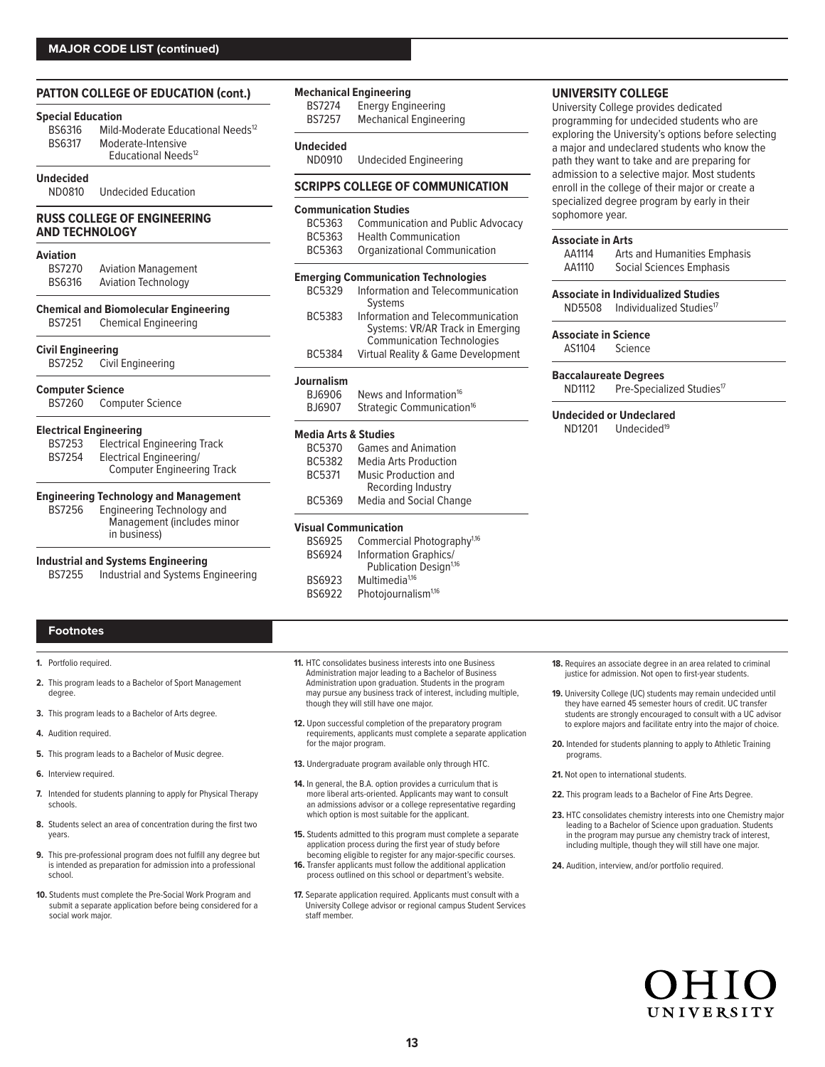**MAJOR CODE LIST (continued)**

## PATTON COLLEGE OF EDUCATION (cont.)

**Special Education**

| | |
|---|---|
| BS6316 | Mild-Moderate Educational Needs[12] |
| BS6317 | Moderate-Intensive Educational Needs[12] |

**Undecided**

| | |
|---|---|
| ND0810 | Undecided Education |

## RUSS COLLEGE OF ENGINEERING AND TECHNOLOGY

**Aviation**

| | |
|---|---|
| BS7270 | Aviation Management |
| BS6316 | Aviation Technology |

**Chemical and Biomolecular Engineering**

| | |
|---|---|
| BS7251 | Chemical Engineering |

**Civil Engineering**

| | |
|---|---|
| BS7252 | Civil Engineering |

**Computer Science**

| | |
|---|---|
| BS7260 | Computer Science |

**Electrical Engineering**

| | |
|---|---|
| BS7253 | Electrical Engineering Track |
| BS7254 | Electrical Engineering/ Computer Engineering Track |

**Engineering Technology and Management**

| | |
|---|---|
| BS7256 | Engineering Technology and Management (includes minor in business) |

**Industrial and Systems Engineering**

| | |
|---|---|
| BS7255 | Industrial and Systems Engineering |

**Mechanical Engineering**

| | |
|---|---|
| BS7274 | Energy Engineering |
| BS7257 | Mechanical Engineering |

**Undecided**

| | |
|---|---|
| ND0910 | Undecided Engineering |

## SCRIPPS COLLEGE OF COMMUNICATION

**Communication Studies**

| | |
|---|---|
| BC5363 | Communication and Public Advocacy |
| BC5363 | Health Communication |
| BC5363 | Organizational Communication |

**Emerging Communication Technologies**

| | |
|---|---|
| BC5329 | Information and Telecommunication Systems |
| BC5383 | Information and Telecommunication Systems: VR/AR Track in Emerging Communication Technologies |
| BC5384 | Virtual Reality & Game Development |

**Journalism**

| | |
|---|---|
| BJ6906 | News and Information[16] |
| BJ6907 | Strategic Communication[16] |

**Media Arts & Studies**

| | |
|---|---|
| BC5370 | Games and Animation |
| BC5382 | Media Arts Production |
| BC5371 | Music Production and Recording Industry |
| BC5369 | Media and Social Change |

**Visual Communication**

| | |
|---|---|
| BS6925 | Commercial Photography[1,16] |
| BS6924 | Information Graphics/ Publication Design[1,16] |
| BS6923 | Multimedia[1,16] |
| BS6922 | Photojournalism[1,16] |

## UNIVERSITY COLLEGE

University College provides dedicated programming for undecided students who are exploring the University's options before selecting a major and undeclared students who know the path they want to take and are preparing for admission to a selective major. Most students enroll in the college of their major or create a specialized degree program by early in their sophomore year.

**Associate in Arts**

| | |
|---|---|
| AA1114 | Arts and Humanities Emphasis |
| AA1110 | Social Sciences Emphasis |

**Associate in Individualized Studies**

| | |
|---|---|
| ND5508 | Individualized Studies[17] |

**Associate in Science**

| | |
|---|---|
| AS1104 | Science |

**Baccalaureate Degrees**

| | |
|---|---|
| ND1112 | Pre-Specialized Studies[17] |

**Undecided or Undeclared**

| | |
|---|---|
| ND1201 | Undecided[19] |

## Footnotes

1. Portfolio required.
2. This program leads to a Bachelor of Sport Management degree.
3. This program leads to a Bachelor of Arts degree.
4. Audition required.
5. This program leads to a Bachelor of Music degree.
6. Interview required.
7. Intended for students planning to apply for Physical Therapy schools.
8. Students select an area of concentration during the first two years.
9. This pre-professional program does not fulfill any degree but is intended as preparation for admission into a professional school.
10. Students must complete the Pre-Social Work Program and submit a separate application before being considered for a social work major.
11. HTC consolidates business interests into one Business Administration major leading to a Bachelor of Business Administration upon graduation. Students in the program may pursue any business track of interest, including multiple, though they will still have one major.
12. Upon successful completion of the preparatory program requirements, applicants must complete a separate application for the major program.
13. Undergraduate program available only through HTC.
14. In general, the B.A. option provides a curriculum that is more liberal arts-oriented. Applicants may want to consult an admissions advisor or a college representative regarding which option is most suitable for the applicant.
15. Students admitted to this program must complete a separate application process during the first year of study before becoming eligible to register for any major-specific courses.
16. Transfer applicants must follow the additional application process outlined on this school or department's website.
17. Separate application required. Applicants must consult with a University College advisor or regional campus Student Services staff member.
18. Requires an associate degree in an area related to criminal justice for admission. Not open to first-year students.
19. University College (UC) students may remain undecided until they have earned 45 semester hours of credit. UC transfer students are strongly encouraged to consult with a UC advisor to explore majors and facilitate entry into the major of choice.
20. Intended for students planning to apply to Athletic Training programs.
21. Not open to international students.
22. This program leads to a Bachelor of Fine Arts Degree.
23. HTC consolidates chemistry interests into one Chemistry major leading to a Bachelor of Science upon graduation. Students in the program may pursue any chemistry track of interest, including multiple, though they will still have one major.
24. Audition, interview, and/or portfolio required.

OHIO UNIVERSITY